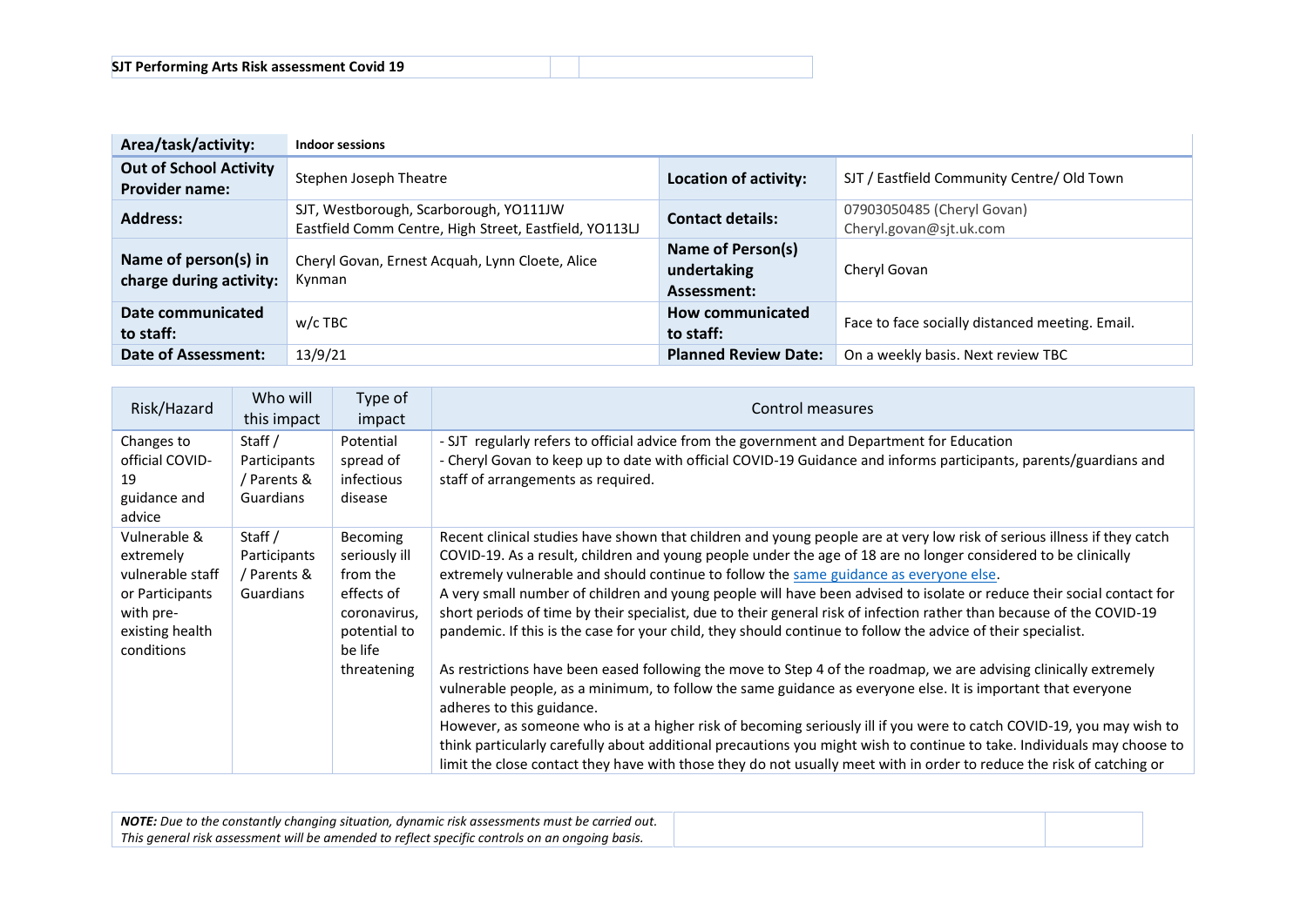**SJT Performing Arts Risk assessment Covid 19**

| **Area/task/activity:** | **Indoor sessions** | | |
|---|---|---|---|
| **Out of School Activity Provider name:** | Stephen Joseph Theatre | **Location of activity:** | SJT / Eastfield Community Centre/ Old Town |
| **Address:** | SJT, Westborough, Scarborough, YO111JW<br>Eastfield Comm Centre, High Street, Eastfield, YO113LJ | **Contact details:** | 07903050485 (Cheryl Govan)<br>Cheryl.govan@sjt.uk.com |
| **Name of person(s) in charge during activity:** | Cheryl Govan, Ernest Acquah, Lynn Cloete, Alice Kynman | **Name of Person(s) undertaking Assessment:** | Cheryl Govan |
| **Date communicated to staff:** | w/c TBC | **How communicated to staff:** | Face to face socially distanced meeting. Email. |
| **Date of Assessment:** | 13/9/21 | **Planned Review Date:** | On a weekly basis. Next review TBC |

| Risk/Hazard | Who will this impact | Type of impact | Control measures |
|---|---|---|---|
| Changes to official COVID-19 guidance and advice | Staff / Participants / Parents & Guardians | Potential spread of infectious disease | - SJT regularly refers to official advice from the government and Department for Education<br>- Cheryl Govan to keep up to date with official COVID-19 Guidance and informs participants, parents/guardians and staff of arrangements as required. |
| Vulnerable & extremely vulnerable staff or Participants with pre-existing health conditions | Staff / Participants / Parents & Guardians | Becoming seriously ill from the effects of coronavirus, potential to be life threatening | Recent clinical studies have shown that children and young people are at very low risk of serious illness if they catch COVID-19. As a result, children and young people under the age of 18 are no longer considered to be clinically extremely vulnerable and should continue to follow the same guidance as everyone else.<br>A very small number of children and young people will have been advised to isolate or reduce their social contact for short periods of time by their specialist, due to their general risk of infection rather than because of the COVID-19 pandemic. If this is the case for your child, they should continue to follow the advice of their specialist.<br><br>As restrictions have been eased following the move to Step 4 of the roadmap, we are advising clinically extremely vulnerable people, as a minimum, to follow the same guidance as everyone else. It is important that everyone adheres to this guidance.<br>However, as someone who is at a higher risk of becoming seriously ill if you were to catch COVID-19, you may wish to think particularly carefully about additional precautions you might wish to continue to take. Individuals may choose to limit the close contact they have with those they do not usually meet with in order to reduce the risk of catching or |

***NOTE:*** *Due to the constantly changing situation, dynamic risk assessments must be carried out. This general risk assessment will be amended to reflect specific controls on an ongoing basis.*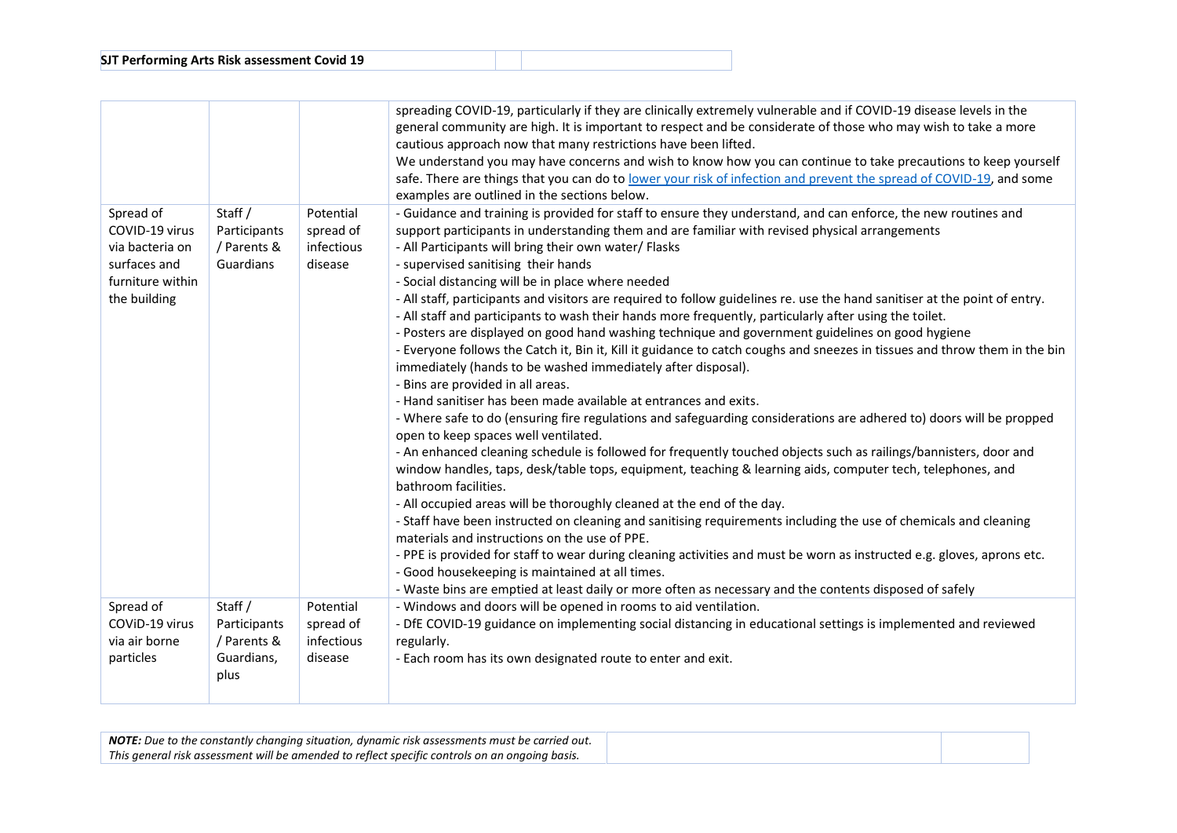| | | | |
|---|---|---|---|
| | | | spreading COVID-19, particularly if they are clinically extremely vulnerable and if COVID-19 disease levels in the general community are high. It is important to respect and be considerate of those who may wish to take a more cautious approach now that many restrictions have been lifted.<br>We understand you may have concerns and wish to know how you can continue to take precautions to keep yourself safe. There are things that you can do to lower your risk of infection and prevent the spread of COVID-19, and some examples are outlined in the sections below. |
| Spread of COVID-19 virus via bacteria on surfaces and furniture within the building | Staff / Participants / Parents & Guardians | Potential spread of infectious disease | - Guidance and training is provided for staff to ensure they understand, and can enforce, the new routines and support participants in understanding them and are familiar with revised physical arrangements<br>- All Participants will bring their own water/ Flasks<br>- supervised sanitising their hands<br>- Social distancing will be in place where needed<br>- All staff, participants and visitors are required to follow guidelines re. use the hand sanitiser at the point of entry.<br>- All staff and participants to wash their hands more frequently, particularly after using the toilet.<br>- Posters are displayed on good hand washing technique and government guidelines on good hygiene<br>- Everyone follows the Catch it, Bin it, Kill it guidance to catch coughs and sneezes in tissues and throw them in the bin immediately (hands to be washed immediately after disposal).<br>- Bins are provided in all areas.<br>- Hand sanitiser has been made available at entrances and exits.<br>- Where safe to do (ensuring fire regulations and safeguarding considerations are adhered to) doors will be propped open to keep spaces well ventilated.<br>- An enhanced cleaning schedule is followed for frequently touched objects such as railings/bannisters, door and window handles, taps, desk/table tops, equipment, teaching & learning aids, computer tech, telephones, and bathroom facilities.<br>- All occupied areas will be thoroughly cleaned at the end of the day.<br>- Staff have been instructed on cleaning and sanitising requirements including the use of chemicals and cleaning materials and instructions on the use of PPE.<br>- PPE is provided for staff to wear during cleaning activities and must be worn as instructed e.g. gloves, aprons etc.<br>- Good housekeeping is maintained at all times.<br>- Waste bins are emptied at least daily or more often as necessary and the contents disposed of safely |
| Spread of COViD-19 virus via air borne particles | Staff / Participants / Parents & Guardians, plus | Potential spread of infectious disease | - Windows and doors will be opened in rooms to aid ventilation.<br>- DfE COVID-19 guidance on implementing social distancing in educational settings is implemented and reviewed regularly.<br>- Each room has its own designated route to enter and exit. |

***NOTE:*** *Due to the constantly changing situation, dynamic risk assessments must be carried out. This general risk assessment will be amended to reflect specific controls on an ongoing basis.*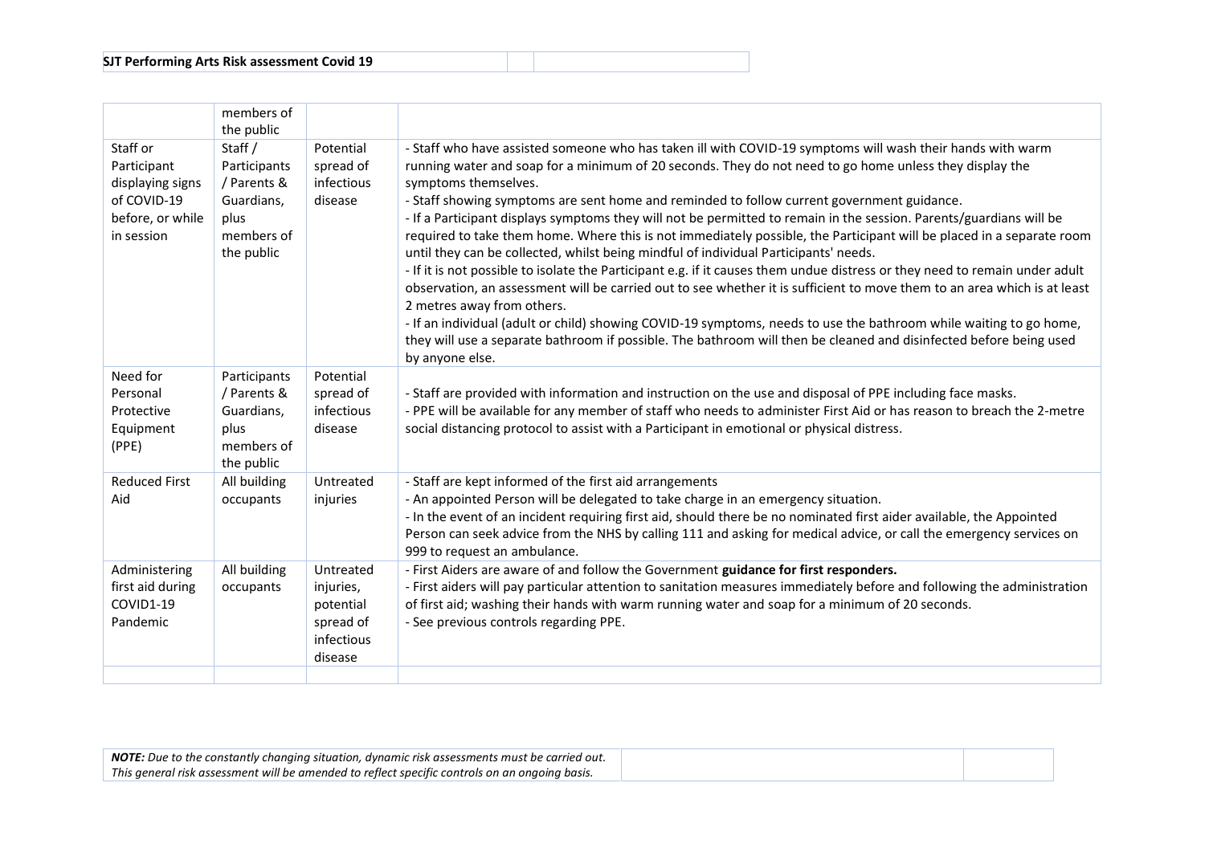| | | | |
|---|---|---|---|
| | members of the public | | |
| Staff or Participant displaying signs of COVID-19 before, or while in session | Staff / Participants / Parents & Guardians, plus members of the public | Potential spread of infectious disease | - Staff who have assisted someone who has taken ill with COVID-19 symptoms will wash their hands with warm running water and soap for a minimum of 20 seconds. They do not need to go home unless they display the symptoms themselves.<br>- Staff showing symptoms are sent home and reminded to follow current government guidance.<br>- If a Participant displays symptoms they will not be permitted to remain in the session. Parents/guardians will be required to take them home. Where this is not immediately possible, the Participant will be placed in a separate room until they can be collected, whilst being mindful of individual Participants' needs.<br>- If it is not possible to isolate the Participant e.g. if it causes them undue distress or they need to remain under adult observation, an assessment will be carried out to see whether it is sufficient to move them to an area which is at least 2 metres away from others.<br>- If an individual (adult or child) showing COVID-19 symptoms, needs to use the bathroom while waiting to go home, they will use a separate bathroom if possible. The bathroom will then be cleaned and disinfected before being used by anyone else. |
| Need for Personal Protective Equipment (PPE) | Participants / Parents & Guardians, plus members of the public | Potential spread of infectious disease | - Staff are provided with information and instruction on the use and disposal of PPE including face masks.<br>- PPE will be available for any member of staff who needs to administer First Aid or has reason to breach the 2-metre social distancing protocol to assist with a Participant in emotional or physical distress. |
| Reduced First Aid | All building occupants | Untreated injuries | - Staff are kept informed of the first aid arrangements<br>- An appointed Person will be delegated to take charge in an emergency situation.<br>- In the event of an incident requiring first aid, should there be no nominated first aider available, the Appointed Person can seek advice from the NHS by calling 111 and asking for medical advice, or call the emergency services on 999 to request an ambulance. |
| Administering first aid during COVID1-19 Pandemic | All building occupants | Untreated injuries, potential spread of infectious disease | - First Aiders are aware of and follow the Government **guidance for first responders.**<br>- First aiders will pay particular attention to sanitation measures immediately before and following the administration of first aid; washing their hands with warm running water and soap for a minimum of 20 seconds.<br>- See previous controls regarding PPE. |
| | | | |

| | | |
|---|---|---|
| ***NOTE:*** *Due to the constantly changing situation, dynamic risk assessments must be carried out. This general risk assessment will be amended to reflect specific controls on an ongoing basis.* | | |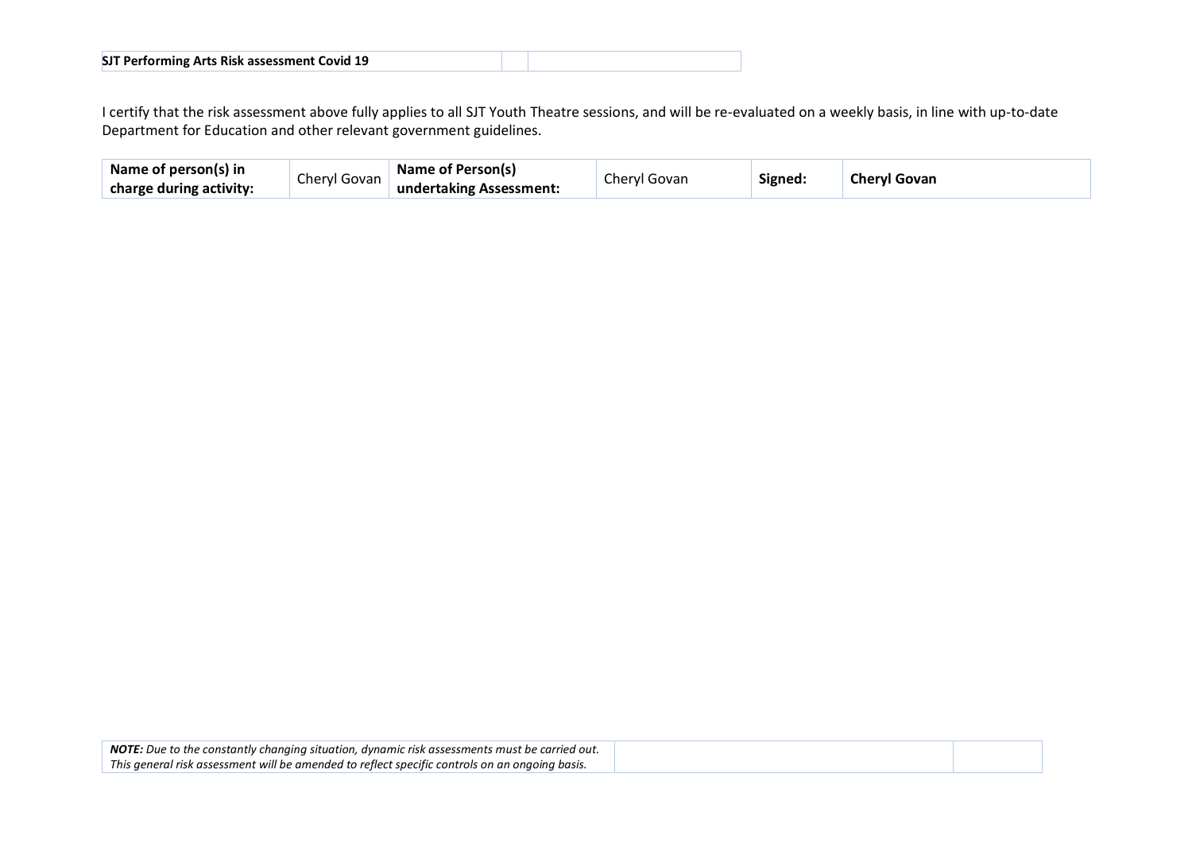| | | |
|---|---|---|
| **SJT Performing Arts Risk assessment Covid 19** | | |

I certify that the risk assessment above fully applies to all SJT Youth Theatre sessions, and will be re-evaluated on a weekly basis, in line with up-to-date Department for Education and other relevant government guidelines.

| | | | | | |
|---|---|---|---|---|---|
| **Name of person(s) in charge during activity:** | Cheryl Govan | **Name of Person(s) undertaking Assessment:** | Cheryl Govan | **Signed:** | **Cheryl Govan** |

| | | |
|---|---|---|
| ***NOTE:*** *Due to the constantly changing situation, dynamic risk assessments must be carried out. This general risk assessment will be amended to reflect specific controls on an ongoing basis.* | | |